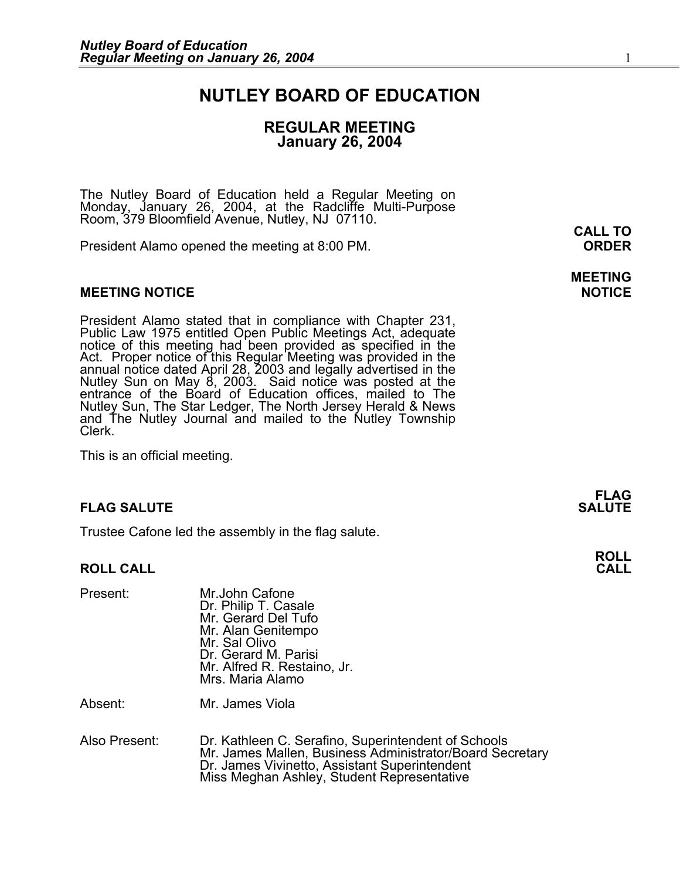# NUTLEY BOARD OF EDUCATION

## REGULAR MEETING
## January 26, 2004

The Nutley Board of Education held a Regular Meeting on Monday, January 26, 2004, at the Radcliffe Multi-Purpose Room, 379 Bloomfield Avenue, Nutley, NJ 07110.

**CALL TO ORDER**

President Alamo opened the meeting at 8:00 PM.

### MEETING NOTICE

President Alamo stated that in compliance with Chapter 231, Public Law 1975 entitled Open Public Meetings Act, adequate notice of this meeting had been provided as specified in the Act. Proper notice of this Regular Meeting was provided in the annual notice dated April 28, 2003 and legally advertised in the Nutley Sun on May 8, 2003. Said notice was posted at the entrance of the Board of Education offices, mailed to The Nutley Sun, The Star Ledger, The North Jersey Herald & News and The Nutley Journal and mailed to the Nutley Township Clerk.

This is an official meeting.

### FLAG SALUTE

Trustee Cafone led the assembly in the flag salute.

### ROLL CALL

Present:
- Mr.John Cafone
- Dr. Philip T. Casale
- Mr. Gerard Del Tufo
- Mr. Alan Genitempo
- Mr. Sal Olivo
- Dr. Gerard M. Parisi
- Mr. Alfred R. Restaino, Jr.
- Mrs. Maria Alamo

Absent:
- Mr. James Viola

Also Present:
- Dr. Kathleen C. Serafino, Superintendent of Schools
- Mr. James Mallen, Business Administrator/Board Secretary
- Dr. James Vivinetto, Assistant Superintendent
- Miss Meghan Ashley, Student Representative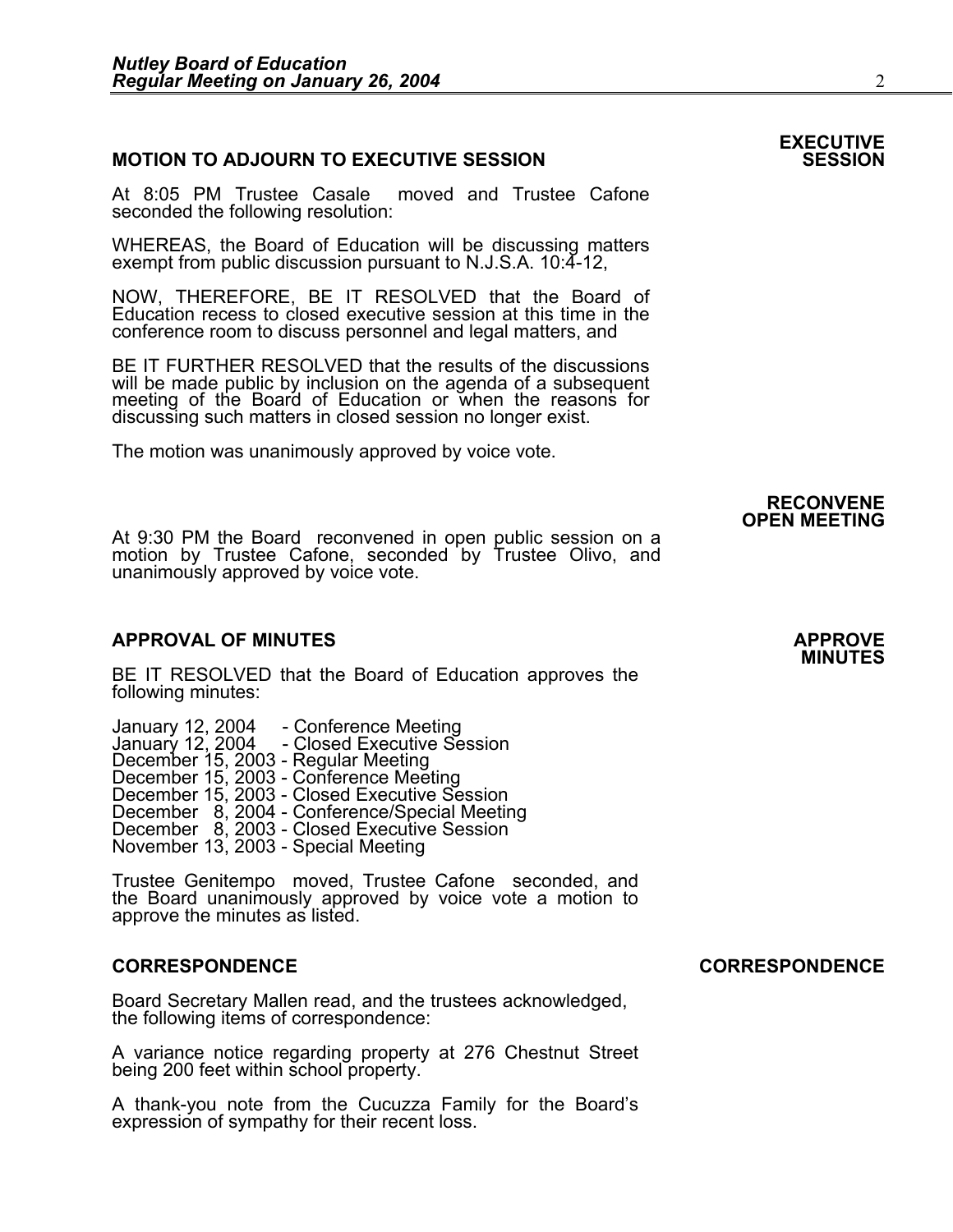**EXECUTIVE SESSION**

### MOTION TO ADJOURN TO EXECUTIVE SESSION

At 8:05 PM Trustee Casale moved and Trustee Cafone seconded the following resolution:

WHEREAS, the Board of Education will be discussing matters exempt from public discussion pursuant to N.J.S.A. 10:4-12,

NOW, THEREFORE, BE IT RESOLVED that the Board of Education recess to closed executive session at this time in the conference room to discuss personnel and legal matters, and

BE IT FURTHER RESOLVED that the results of the discussions will be made public by inclusion on the agenda of a subsequent meeting of the Board of Education or when the reasons for discussing such matters in closed session no longer exist.

The motion was unanimously approved by voice vote.

**RECONVENE OPEN MEETING**

At 9:30 PM the Board reconvened in open public session on a motion by Trustee Cafone, seconded by Trustee Olivo, and unanimously approved by voice vote.

### APPROVAL OF MINUTES

**APPROVE MINUTES**

BE IT RESOLVED that the Board of Education approves the following minutes:

January 12, 2004 - Conference Meeting
January 12, 2004 - Closed Executive Session
December 15, 2003 - Regular Meeting
December 15, 2003 - Conference Meeting
December 15, 2003 - Closed Executive Session
December 8, 2004 - Conference/Special Meeting
December 8, 2003 - Closed Executive Session
November 13, 2003 - Special Meeting

Trustee Genitempo moved, Trustee Cafone seconded, and the Board unanimously approved by voice vote a motion to approve the minutes as listed.

### CORRESPONDENCE

**CORRESPONDENCE**

Board Secretary Mallen read, and the trustees acknowledged, the following items of correspondence:

A variance notice regarding property at 276 Chestnut Street being 200 feet within school property.

A thank-you note from the Cucuzza Family for the Board's expression of sympathy for their recent loss.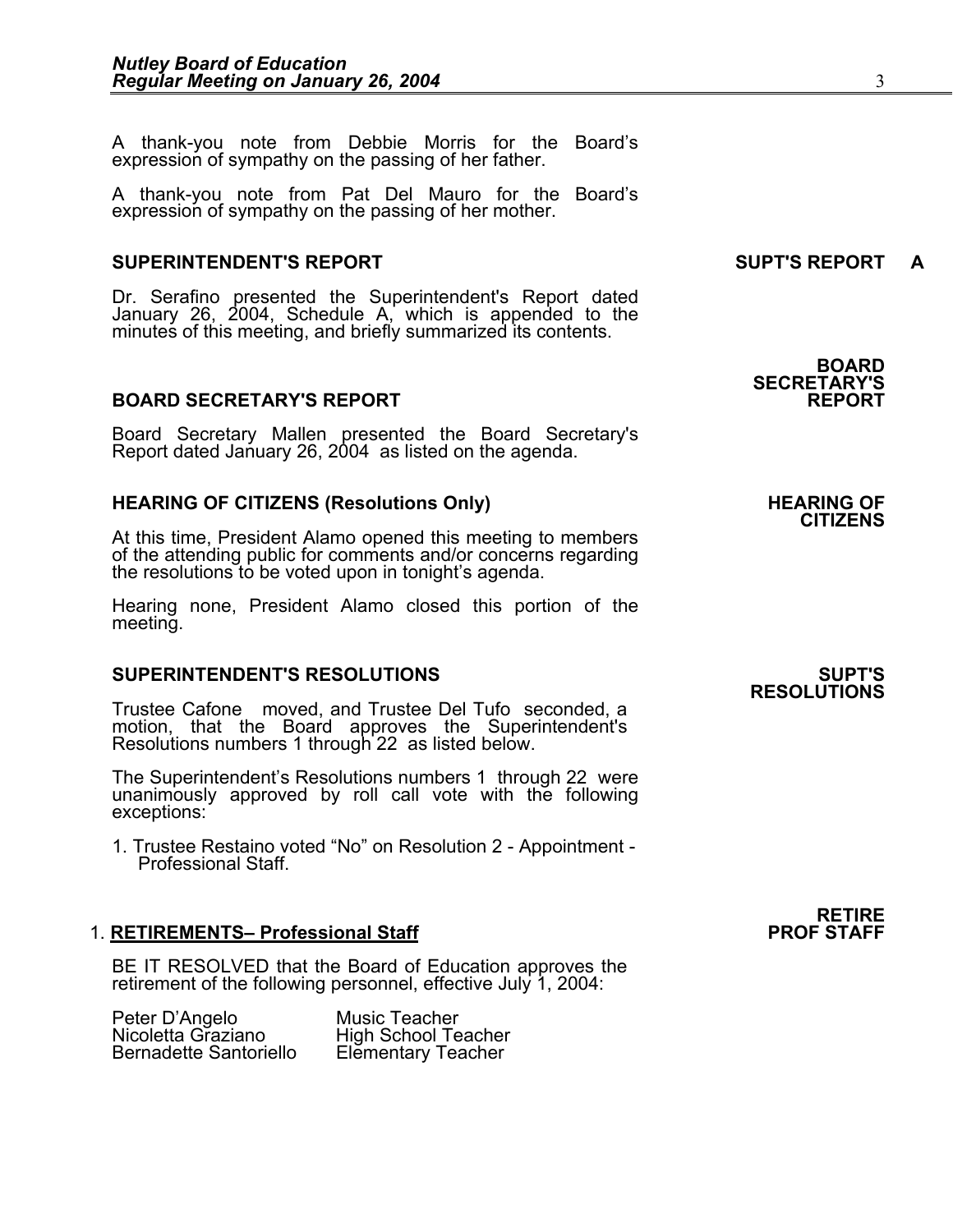A thank-you note from Debbie Morris for the Board's expression of sympathy on the passing of her father.

A thank-you note from Pat Del Mauro for the Board's expression of sympathy on the passing of her mother.

## SUPERINTENDENT'S REPORT

**SUPT'S REPORT A**

Dr. Serafino presented the Superintendent's Report dated January 26, 2004, Schedule A, which is appended to the minutes of this meeting, and briefly summarized its contents.

## BOARD SECRETARY'S REPORT

**BOARD SECRETARY'S REPORT**

Board Secretary Mallen presented the Board Secretary's Report dated January 26, 2004 as listed on the agenda.

## HEARING OF CITIZENS (Resolutions Only)

**HEARING OF CITIZENS**

At this time, President Alamo opened this meeting to members of the attending public for comments and/or concerns regarding the resolutions to be voted upon in tonight's agenda.

Hearing none, President Alamo closed this portion of the meeting.

## SUPERINTENDENT'S RESOLUTIONS

**SUPT'S RESOLUTIONS**

Trustee Cafone moved, and Trustee Del Tufo seconded, a motion, that the Board approves the Superintendent's Resolutions numbers 1 through 22 as listed below.

The Superintendent's Resolutions numbers 1 through 22 were unanimously approved by roll call vote with the following exceptions:

1. Trustee Restaino voted "No" on Resolution 2 - Appointment - Professional Staff.

### 1. RETIREMENTS– Professional Staff

**RETIRE PROF STAFF**

BE IT RESOLVED that the Board of Education approves the retirement of the following personnel, effective July 1, 2004:

| | |
|---|---|
| Peter D'Angelo | Music Teacher |
| Nicoletta Graziano | High School Teacher |
| Bernadette Santoriello | Elementary Teacher |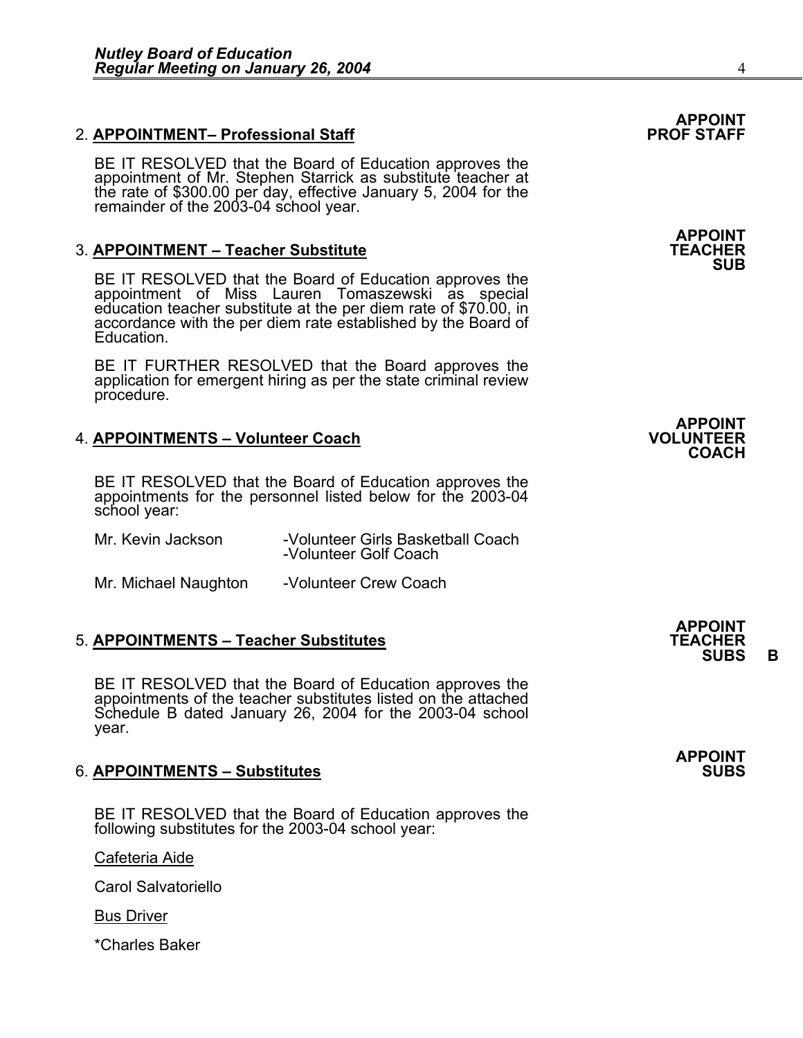**APPOINT PROF STAFF**

2. **APPOINTMENT– Professional Staff**

   BE IT RESOLVED that the Board of Education approves the appointment of Mr. Stephen Starrick as substitute teacher at the rate of $300.00 per day, effective January 5, 2004 for the remainder of the 2003-04 school year.

**APPOINT TEACHER SUB**

3. **APPOINTMENT – Teacher Substitute**

   BE IT RESOLVED that the Board of Education approves the appointment of Miss Lauren Tomaszewski as special education teacher substitute at the per diem rate of $70.00, in accordance with the per diem rate established by the Board of Education.

   BE IT FURTHER RESOLVED that the Board approves the application for emergent hiring as per the state criminal review procedure.

**APPOINT VOLUNTEER COACH**

4. **APPOINTMENTS – Volunteer Coach**

   BE IT RESOLVED that the Board of Education approves the appointments for the personnel listed below for the 2003-04 school year:

   | | |
   |---|---|
   | Mr. Kevin Jackson | -Volunteer Girls Basketball Coach<br>-Volunteer Golf Coach |
   | Mr. Michael Naughton | -Volunteer Crew Coach |

**APPOINT TEACHER SUBS B**

5. **APPOINTMENTS – Teacher Substitutes**

   BE IT RESOLVED that the Board of Education approves the appointments of the teacher substitutes listed on the attached Schedule B dated January 26, 2004 for the 2003-04 school year.

**APPOINT SUBS**

6. **APPOINTMENTS – Substitutes**

   BE IT RESOLVED that the Board of Education approves the following substitutes for the 2003-04 school year:

   Cafeteria Aide

   Carol Salvatoriello

   Bus Driver

   *Charles Baker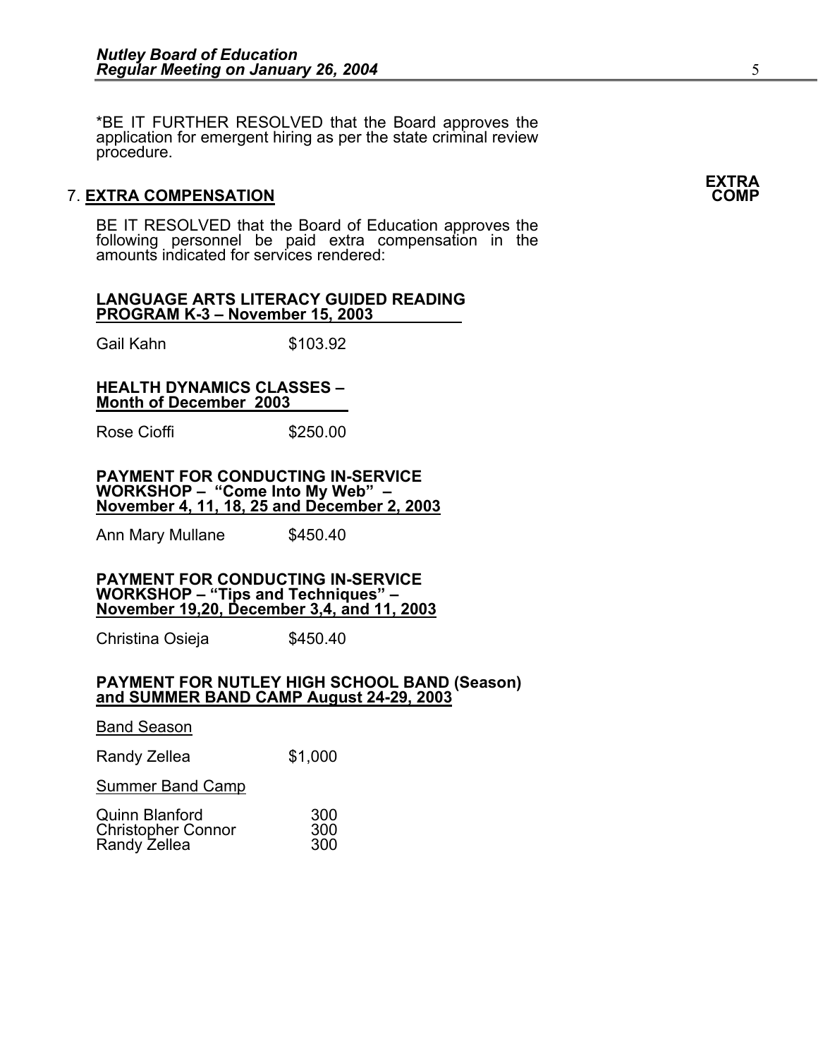*BE IT FURTHER RESOLVED that the Board approves the application for emergent hiring as per the state criminal review procedure.

## 7. EXTRA COMPENSATION

**EXTRA COMP**

BE IT RESOLVED that the Board of Education approves the following personnel be paid extra compensation in the amounts indicated for services rendered:

**LANGUAGE ARTS LITERACY GUIDED READING PROGRAM K-3 – November 15, 2003**

| | |
|---|---|
| Gail Kahn | $103.92 |

**HEALTH DYNAMICS CLASSES – Month of December 2003**

| | |
|---|---|
| Rose Cioffi | $250.00 |

**PAYMENT FOR CONDUCTING IN-SERVICE WORKSHOP – "Come Into My Web" – November 4, 11, 18, 25 and December 2, 2003**

| | |
|---|---|
| Ann Mary Mullane | $450.40 |

**PAYMENT FOR CONDUCTING IN-SERVICE WORKSHOP – "Tips and Techniques" – November 19,20, December 3,4, and 11, 2003**

| | |
|---|---|
| Christina Osieja | $450.40 |

**PAYMENT FOR NUTLEY HIGH SCHOOL BAND (Season) and SUMMER BAND CAMP August 24-29, 2003**

Band Season

| | |
|---|---|
| Randy Zellea | $1,000 |

Summer Band Camp

| | |
|---|---|
| Quinn Blanford | 300 |
| Christopher Connor | 300 |
| Randy Zellea | 300 |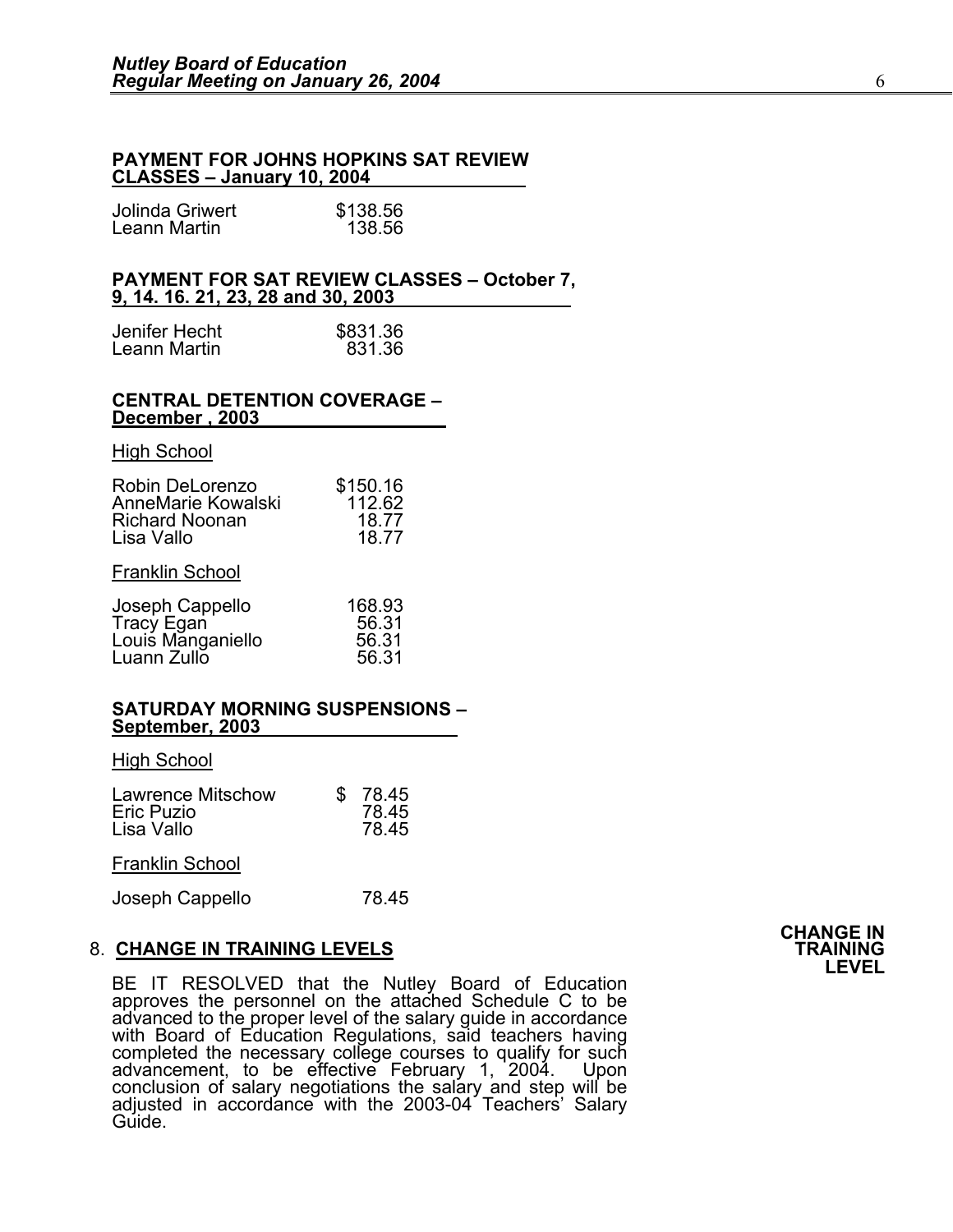**PAYMENT FOR JOHNS HOPKINS SAT REVIEW CLASSES – January 10, 2004**

| | |
|---|---|
| Jolinda Griwert | $138.56 |
| Leann Martin | 138.56 |

**PAYMENT FOR SAT REVIEW CLASSES – October 7, 9, 14. 16. 21, 23, 28 and 30, 2003**

| | |
|---|---|
| Jenifer Hecht | $831.36 |
| Leann Martin | 831.36 |

**CENTRAL DETENTION COVERAGE – December , 2003**

High School

| | |
|---|---|
| Robin DeLorenzo | $150.16 |
| AnneMarie Kowalski | 112.62 |
| Richard Noonan | 18.77 |
| Lisa Vallo | 18.77 |

Franklin School

| | |
|---|---|
| Joseph Cappello | 168.93 |
| Tracy Egan | 56.31 |
| Louis Manganiello | 56.31 |
| Luann Zullo | 56.31 |

**SATURDAY MORNING SUSPENSIONS – September, 2003**

High School

| | |
|---|---|
| Lawrence Mitschow | $ 78.45 |
| Eric Puzio | 78.45 |
| Lisa Vallo | 78.45 |

Franklin School

| | |
|---|---|
| Joseph Cappello | 78.45 |

8. **CHANGE IN TRAINING LEVELS**

**CHANGE IN TRAINING LEVEL**

BE IT RESOLVED that the Nutley Board of Education approves the personnel on the attached Schedule C to be advanced to the proper level of the salary guide in accordance with Board of Education Regulations, said teachers having completed the necessary college courses to qualify for such advancement, to be effective February 1, 2004. Upon conclusion of salary negotiations the salary and step will be adjusted in accordance with the 2003-04 Teachers' Salary Guide.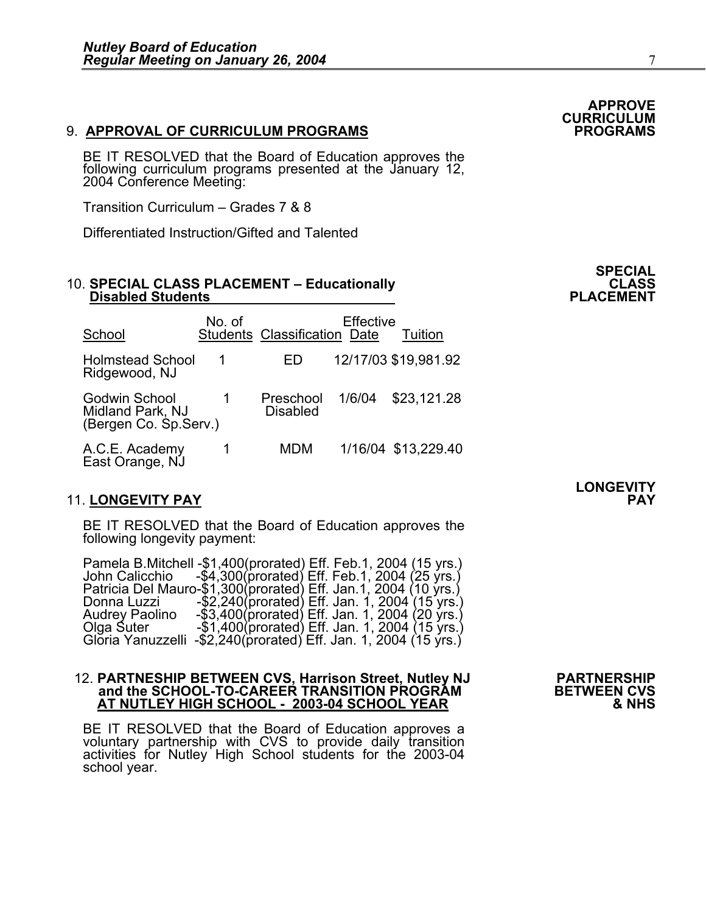**APPROVE CURRICULUM PROGRAMS**

9. **APPROVAL OF CURRICULUM PROGRAMS**

BE IT RESOLVED that the Board of Education approves the following curriculum programs presented at the January 12, 2004 Conference Meeting:

Transition Curriculum – Grades 7 & 8

Differentiated Instruction/Gifted and Talented

**SPECIAL CLASS PLACEMENT**

10. **SPECIAL CLASS PLACEMENT – Educationally Disabled Students**

| School | No. of Students | Classification | Effective Date | Tuition |
|---|---|---|---|---|
| Holmstead School Ridgewood, NJ | 1 | ED | 12/17/03 | $19,981.92 |
| Godwin School Midland Park, NJ (Bergen Co. Sp.Serv.) | 1 | Preschool Disabled | 1/6/04 | $23,121.28 |
| A.C.E. Academy East Orange, NJ | 1 | MDM | 1/16/04 | $13,229.40 |

**LONGEVITY PAY**

11. **LONGEVITY PAY**

BE IT RESOLVED that the Board of Education approves the following longevity payment:

Pamela B.Mitchell -$1,400(prorated) Eff. Feb.1, 2004 (15 yrs.)
John Calicchio -$4,300(prorated) Eff. Feb.1, 2004 (25 yrs.)
Patricia Del Mauro-$1,300(prorated) Eff. Jan.1, 2004 (10 yrs.)
Donna Luzzi -$2,240(prorated) Eff. Jan. 1, 2004 (15 yrs.)
Audrey Paolino -$3,400(prorated) Eff. Jan. 1, 2004 (20 yrs.)
Olga Suter -$1,400(prorated) Eff. Jan. 1, 2004 (15 yrs.)
Gloria Yanuzzelli -$2,240(prorated) Eff. Jan. 1, 2004 (15 yrs.)

**PARTNERSHIP BETWEEN CVS & NHS**

12. **PARTNESHIP BETWEEN CVS, Harrison Street, Nutley NJ and the SCHOOL-TO-CAREER TRANSITION PROGRAM AT NUTLEY HIGH SCHOOL - 2003-04 SCHOOL YEAR**

BE IT RESOLVED that the Board of Education approves a voluntary partnership with CVS to provide daily transition activities for Nutley High School students for the 2003-04 school year.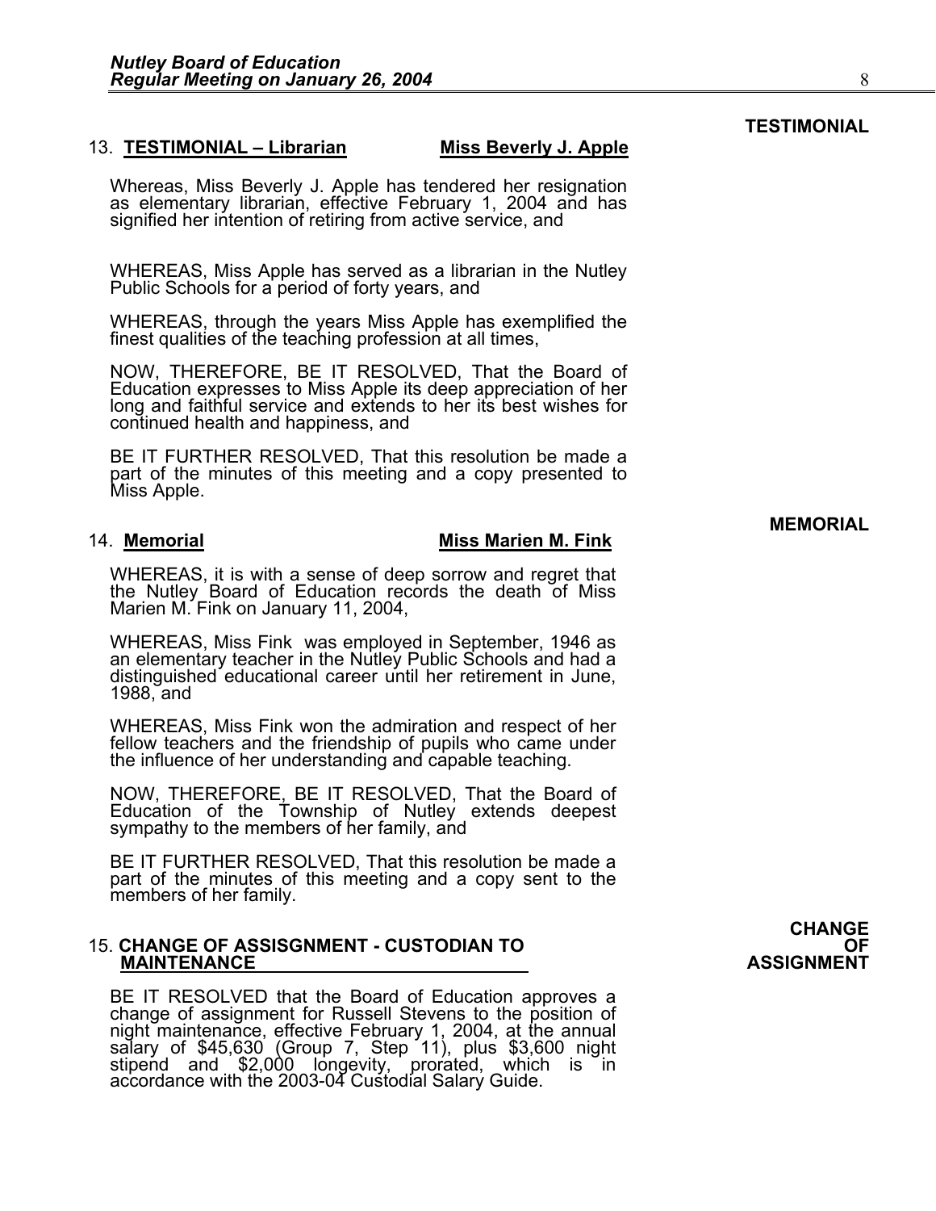**TESTIMONIAL**

13. **TESTIMONIAL – Librarian** **Miss Beverly J. Apple**

Whereas, Miss Beverly J. Apple has tendered her resignation as elementary librarian, effective February 1, 2004 and has signified her intention of retiring from active service, and

WHEREAS, Miss Apple has served as a librarian in the Nutley Public Schools for a period of forty years, and

WHEREAS, through the years Miss Apple has exemplified the finest qualities of the teaching profession at all times,

NOW, THEREFORE, BE IT RESOLVED, That the Board of Education expresses to Miss Apple its deep appreciation of her long and faithful service and extends to her its best wishes for continued health and happiness, and

BE IT FURTHER RESOLVED, That this resolution be made a part of the minutes of this meeting and a copy presented to Miss Apple.

**MEMORIAL**

14. **Memorial** **Miss Marien M. Fink**

WHEREAS, it is with a sense of deep sorrow and regret that the Nutley Board of Education records the death of Miss Marien M. Fink on January 11, 2004,

WHEREAS, Miss Fink was employed in September, 1946 as an elementary teacher in the Nutley Public Schools and had a distinguished educational career until her retirement in June, 1988, and

WHEREAS, Miss Fink won the admiration and respect of her fellow teachers and the friendship of pupils who came under the influence of her understanding and capable teaching.

NOW, THEREFORE, BE IT RESOLVED, That the Board of Education of the Township of Nutley extends deepest sympathy to the members of her family, and

BE IT FURTHER RESOLVED, That this resolution be made a part of the minutes of this meeting and a copy sent to the members of her family.

**CHANGE OF ASSIGNMENT**

15. **CHANGE OF ASSISGNMENT - CUSTODIAN TO MAINTENANCE**

BE IT RESOLVED that the Board of Education approves a change of assignment for Russell Stevens to the position of night maintenance, effective February 1, 2004, at the annual salary of $45,630 (Group 7, Step 11), plus $3,600 night stipend and $2,000 longevity, prorated, which is in accordance with the 2003-04 Custodial Salary Guide.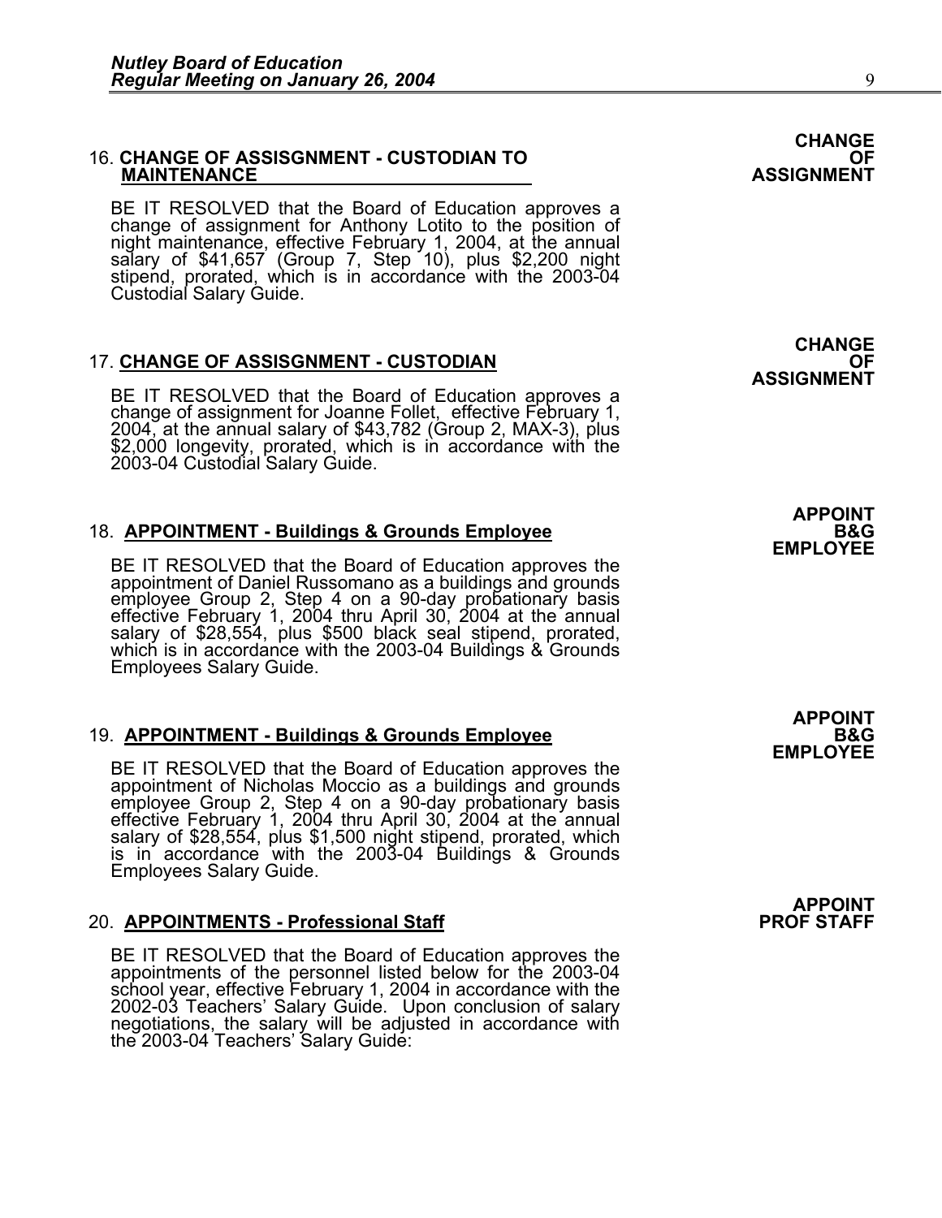16. **CHANGE OF ASSISGNMENT - CUSTODIAN TO MAINTENANCE**

**CHANGE OF ASSIGNMENT**

BE IT RESOLVED that the Board of Education approves a change of assignment for Anthony Lotito to the position of night maintenance, effective February 1, 2004, at the annual salary of $41,657 (Group 7, Step 10), plus $2,200 night stipend, prorated, which is in accordance with the 2003-04 Custodial Salary Guide.

17. **CHANGE OF ASSISGNMENT - CUSTODIAN**

**CHANGE OF ASSIGNMENT**

BE IT RESOLVED that the Board of Education approves a change of assignment for Joanne Follet, effective February 1, 2004, at the annual salary of $43,782 (Group 2, MAX-3), plus $2,000 longevity, prorated, which is in accordance with the 2003-04 Custodial Salary Guide.

18. **APPOINTMENT - Buildings & Grounds Employee**

**APPOINT B&G EMPLOYEE**

BE IT RESOLVED that the Board of Education approves the appointment of Daniel Russomano as a buildings and grounds employee Group 2, Step 4 on a 90-day probationary basis effective February 1, 2004 thru April 30, 2004 at the annual salary of $28,554, plus $500 black seal stipend, prorated, which is in accordance with the 2003-04 Buildings & Grounds Employees Salary Guide.

19. **APPOINTMENT - Buildings & Grounds Employee**

**APPOINT B&G EMPLOYEE**

BE IT RESOLVED that the Board of Education approves the appointment of Nicholas Moccio as a buildings and grounds employee Group 2, Step 4 on a 90-day probationary basis effective February 1, 2004 thru April 30, 2004 at the annual salary of $28,554, plus $1,500 night stipend, prorated, which is in accordance with the 2003-04 Buildings & Grounds Employees Salary Guide.

20. **APPOINTMENTS - Professional Staff**

**APPOINT PROF STAFF**

BE IT RESOLVED that the Board of Education approves the appointments of the personnel listed below for the 2003-04 school year, effective February 1, 2004 in accordance with the 2002-03 Teachers' Salary Guide. Upon conclusion of salary negotiations, the salary will be adjusted in accordance with the 2003-04 Teachers' Salary Guide: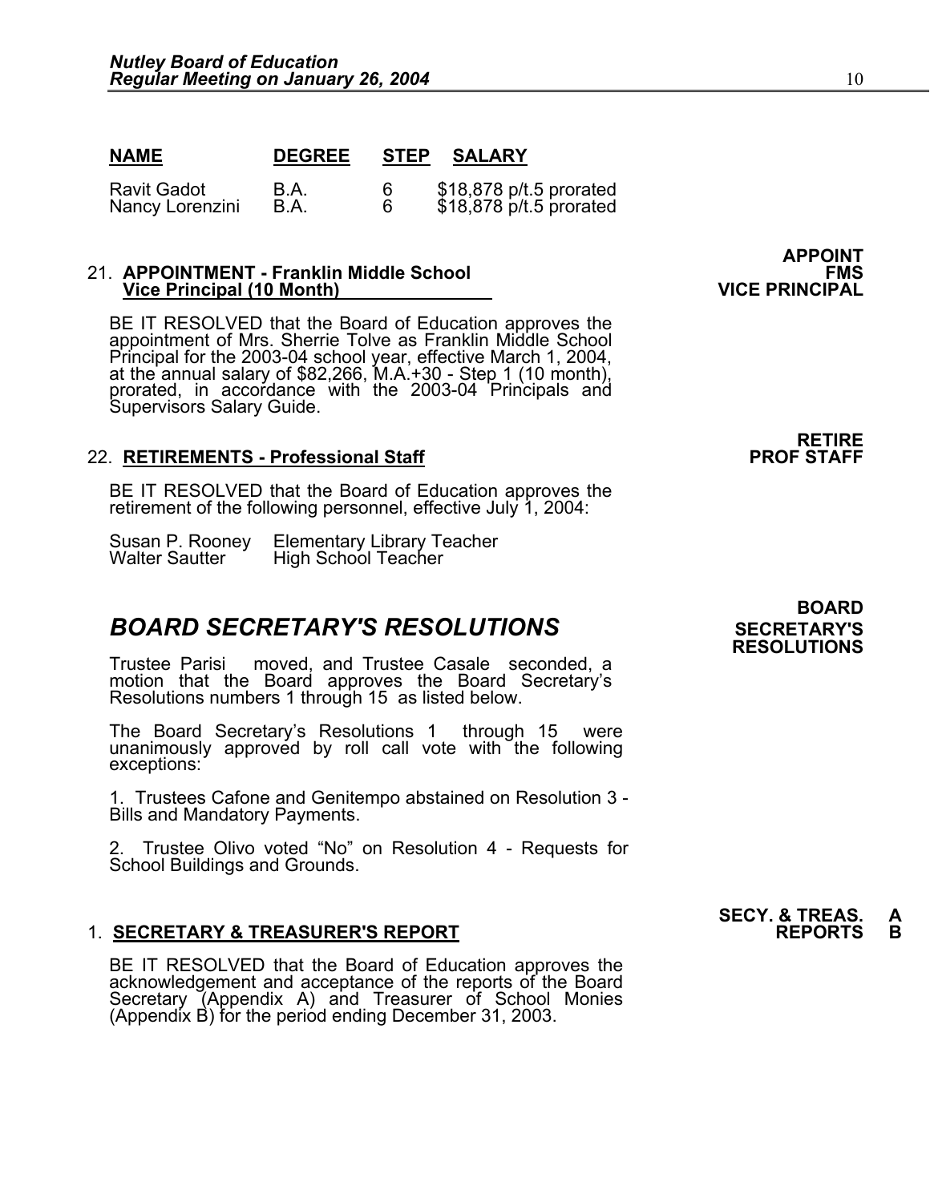| NAME | DEGREE | STEP | SALARY |
|---|---|---|---|
| Ravit Gadot | B.A. | 6 | $18,878 p/t.5 prorated |
| Nancy Lorenzini | B.A. | 6 | $18,878 p/t.5 prorated |

**APPOINT FMS VICE PRINCIPAL**

21. **APPOINTMENT - Franklin Middle School Vice Principal (10 Month)**

BE IT RESOLVED that the Board of Education approves the appointment of Mrs. Sherrie Tolve as Franklin Middle School Principal for the 2003-04 school year, effective March 1, 2004, at the annual salary of $82,266, M.A.+30 - Step 1 (10 month), prorated, in accordance with the 2003-04 Principals and Supervisors Salary Guide.

**RETIRE PROF STAFF**

22. **RETIREMENTS - Professional Staff**

BE IT RESOLVED that the Board of Education approves the retirement of the following personnel, effective July 1, 2004:

| | |
|---|---|
| Susan P. Rooney | Elementary Library Teacher |
| Walter Sautter | High School Teacher |

## *BOARD SECRETARY'S RESOLUTIONS*

**BOARD SECRETARY'S RESOLUTIONS**

Trustee Parisi moved, and Trustee Casale seconded, a motion that the Board approves the Board Secretary's Resolutions numbers 1 through 15 as listed below.

The Board Secretary's Resolutions 1 through 15 were unanimously approved by roll call vote with the following exceptions:

1. Trustees Cafone and Genitempo abstained on Resolution 3 - Bills and Mandatory Payments.

2. Trustee Olivo voted "No" on Resolution 4 - Requests for School Buildings and Grounds.

**SECY. & TREAS. REPORTS A B**

1. **SECRETARY & TREASURER'S REPORT**

BE IT RESOLVED that the Board of Education approves the acknowledgement and acceptance of the reports of the Board Secretary (Appendix A) and Treasurer of School Monies (Appendix B) for the period ending December 31, 2003.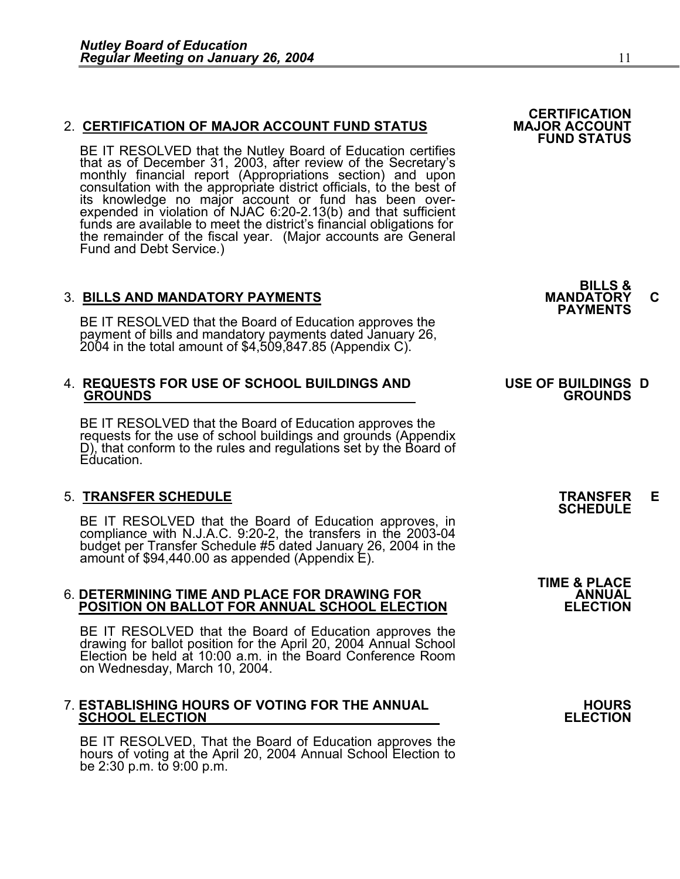2. **CERTIFICATION OF MAJOR ACCOUNT FUND STATUS**

**CERTIFICATION MAJOR ACCOUNT FUND STATUS**

BE IT RESOLVED that the Nutley Board of Education certifies that as of December 31, 2003, after review of the Secretary's monthly financial report (Appropriations section) and upon consultation with the appropriate district officials, to the best of its knowledge no major account or fund has been over-expended in violation of NJAC 6:20-2.13(b) and that sufficient funds are available to meet the district's financial obligations for the remainder of the fiscal year. (Major accounts are General Fund and Debt Service.)

3. **BILLS AND MANDATORY PAYMENTS**

**BILLS & MANDATORY PAYMENTS** **C**

BE IT RESOLVED that the Board of Education approves the payment of bills and mandatory payments dated January 26, 2004 in the total amount of $4,509,847.85 (Appendix C).

4. **REQUESTS FOR USE OF SCHOOL BUILDINGS AND GROUNDS**

**USE OF BUILDINGS GROUNDS** **D**

BE IT RESOLVED that the Board of Education approves the requests for the use of school buildings and grounds (Appendix D), that conform to the rules and regulations set by the Board of Education.

5. **TRANSFER SCHEDULE**

**TRANSFER SCHEDULE** **E**

BE IT RESOLVED that the Board of Education approves, in compliance with N.J.A.C. 9:20-2, the transfers in the 2003-04 budget per Transfer Schedule #5 dated January 26, 2004 in the amount of $94,440.00 as appended (Appendix E).

6. **DETERMINING TIME AND PLACE FOR DRAWING FOR POSITION ON BALLOT FOR ANNUAL SCHOOL ELECTION**

**TIME & PLACE ANNUAL ELECTION**

BE IT RESOLVED that the Board of Education approves the drawing for ballot position for the April 20, 2004 Annual School Election be held at 10:00 a.m. in the Board Conference Room on Wednesday, March 10, 2004.

7. **ESTABLISHING HOURS OF VOTING FOR THE ANNUAL SCHOOL ELECTION**

**HOURS ELECTION**

BE IT RESOLVED, That the Board of Education approves the hours of voting at the April 20, 2004 Annual School Election to be 2:30 p.m. to 9:00 p.m.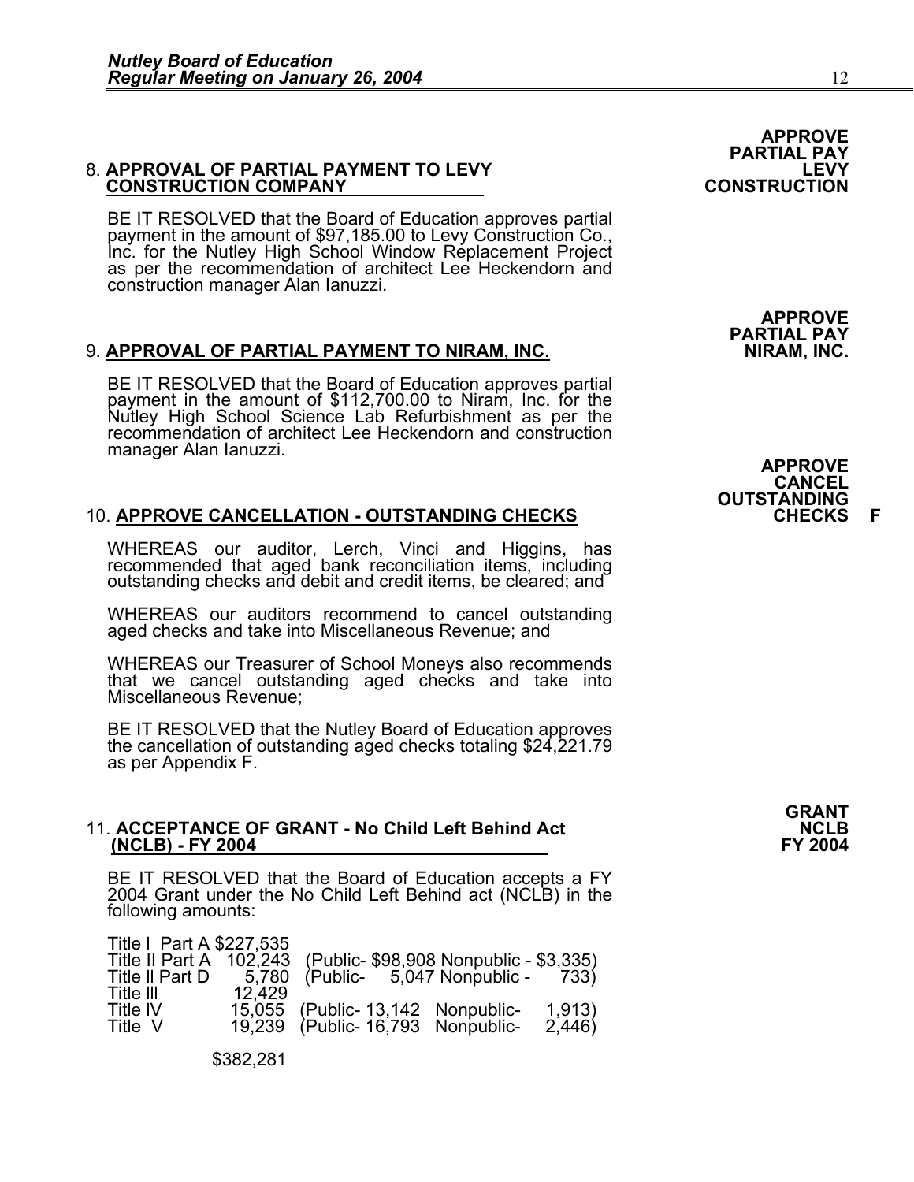**APPROVE PARTIAL PAY LEVY CONSTRUCTION**

8. **APPROVAL OF PARTIAL PAYMENT TO LEVY CONSTRUCTION COMPANY**

BE IT RESOLVED that the Board of Education approves partial payment in the amount of $97,185.00 to Levy Construction Co., Inc. for the Nutley High School Window Replacement Project as per the recommendation of architect Lee Heckendorn and construction manager Alan Ianuzzi.

**APPROVE PARTIAL PAY NIRAM, INC.**

9. **APPROVAL OF PARTIAL PAYMENT TO NIRAM, INC.**

BE IT RESOLVED that the Board of Education approves partial payment in the amount of $112,700.00 to Niram, Inc. for the Nutley High School Science Lab Refurbishment as per the recommendation of architect Lee Heckendorn and construction manager Alan Ianuzzi.

**APPROVE CANCEL OUTSTANDING CHECKS F**

10. **APPROVE CANCELLATION - OUTSTANDING CHECKS**

WHEREAS our auditor, Lerch, Vinci and Higgins, has recommended that aged bank reconciliation items, including outstanding checks and debit and credit items, be cleared; and

WHEREAS our auditors recommend to cancel outstanding aged checks and take into Miscellaneous Revenue; and

WHEREAS our Treasurer of School Moneys also recommends that we cancel outstanding aged checks and take into Miscellaneous Revenue;

BE IT RESOLVED that the Nutley Board of Education approves the cancellation of outstanding aged checks totaling $24,221.79 as per Appendix F.

**GRANT NCLB FY 2004**

11. **ACCEPTANCE OF GRANT - No Child Left Behind Act (NCLB) - FY 2004**

BE IT RESOLVED that the Board of Education accepts a FY 2004 Grant under the No Child Left Behind act (NCLB) in the following amounts:

| | | |
|---|---|---|
| Title I Part A | $227,535 | |
| Title II Part A | 102,243 | (Public- $98,908 Nonpublic - $3,335) |
| Title II Part D | 5,780 | (Public- 5,047 Nonpublic - 733) |
| Title III | 12,429 | |
| Title IV | 15,055 | (Public- 13,142 Nonpublic- 1,913) |
| Title V | 19,239 | (Public- 16,793 Nonpublic- 2,446) |
| | $382,281 | |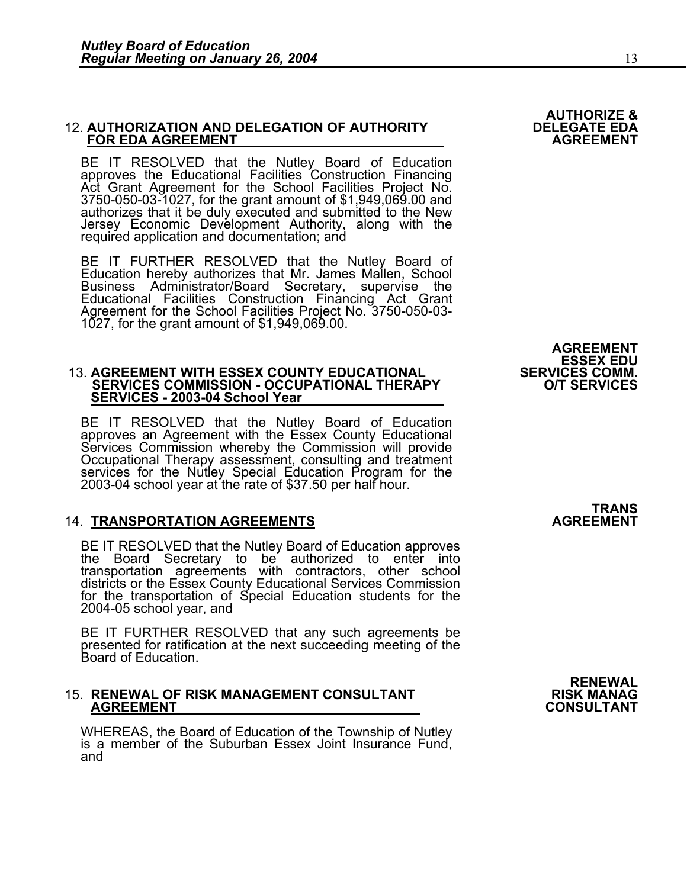**AUTHORIZE & DELEGATE EDA AGREEMENT**

12. **AUTHORIZATION AND DELEGATION OF AUTHORITY FOR EDA AGREEMENT**

BE IT RESOLVED that the Nutley Board of Education approves the Educational Facilities Construction Financing Act Grant Agreement for the School Facilities Project No. 3750-050-03-1027, for the grant amount of $1,949,069.00 and authorizes that it be duly executed and submitted to the New Jersey Economic Development Authority, along with the required application and documentation; and

BE IT FURTHER RESOLVED that the Nutley Board of Education hereby authorizes that Mr. James Mallen, School Business Administrator/Board Secretary, supervise the Educational Facilities Construction Financing Act Grant Agreement for the School Facilities Project No. 3750-050-03-1027, for the grant amount of $1,949,069.00.

**AGREEMENT ESSEX EDU SERVICES COMM. O/T SERVICES**

13. **AGREEMENT WITH ESSEX COUNTY EDUCATIONAL SERVICES COMMISSION - OCCUPATIONAL THERAPY SERVICES - 2003-04 School Year**

BE IT RESOLVED that the Nutley Board of Education approves an Agreement with the Essex County Educational Services Commission whereby the Commission will provide Occupational Therapy assessment, consulting and treatment services for the Nutley Special Education Program for the 2003-04 school year at the rate of $37.50 per half hour.

**TRANS AGREEMENT**

14. **TRANSPORTATION AGREEMENTS**

BE IT RESOLVED that the Nutley Board of Education approves the Board Secretary to be authorized to enter into transportation agreements with contractors, other school districts or the Essex County Educational Services Commission for the transportation of Special Education students for the 2004-05 school year, and

BE IT FURTHER RESOLVED that any such agreements be presented for ratification at the next succeeding meeting of the Board of Education.

**RENEWAL RISK MANAG CONSULTANT**

15. **RENEWAL OF RISK MANAGEMENT CONSULTANT AGREEMENT**

WHEREAS, the Board of Education of the Township of Nutley is a member of the Suburban Essex Joint Insurance Fund, and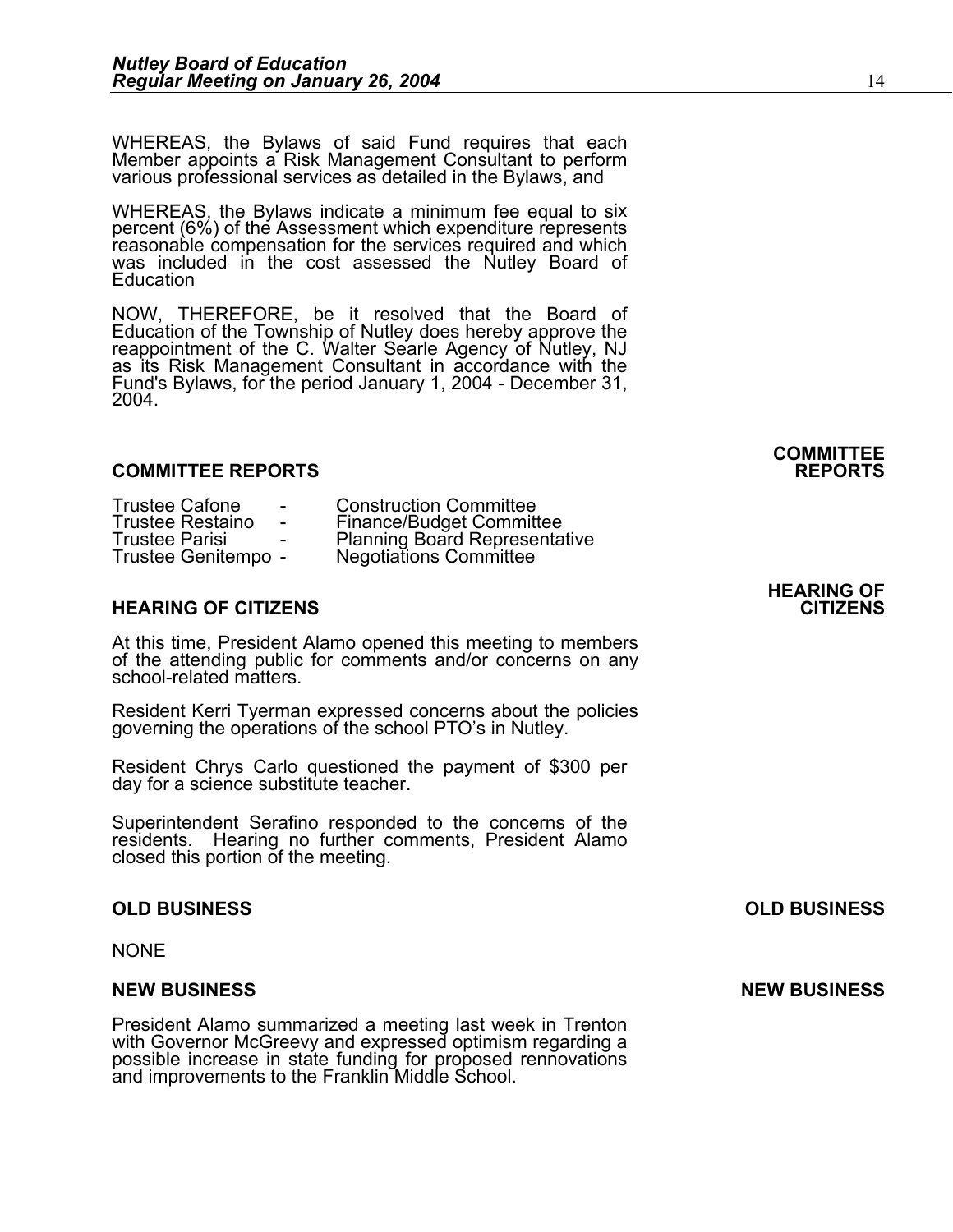WHEREAS, the Bylaws of said Fund requires that each Member appoints a Risk Management Consultant to perform various professional services as detailed in the Bylaws, and

WHEREAS, the Bylaws indicate a minimum fee equal to six percent (6%) of the Assessment which expenditure represents reasonable compensation for the services required and which was included in the cost assessed the Nutley Board of Education

NOW, THEREFORE, be it resolved that the Board of Education of the Township of Nutley does hereby approve the reappointment of the C. Walter Searle Agency of Nutley, NJ as its Risk Management Consultant in accordance with the Fund's Bylaws, for the period January 1, 2004 - December 31, 2004.

## COMMITTEE REPORTS

Trustee Cafone - Construction Committee
Trustee Restaino - Finance/Budget Committee
Trustee Parisi - Planning Board Representative
Trustee Genitempo - Negotiations Committee

## HEARING OF CITIZENS

At this time, President Alamo opened this meeting to members of the attending public for comments and/or concerns on any school-related matters.

Resident Kerri Tyerman expressed concerns about the policies governing the operations of the school PTO's in Nutley.

Resident Chrys Carlo questioned the payment of $300 per day for a science substitute teacher.

Superintendent Serafino responded to the concerns of the residents. Hearing no further comments, President Alamo closed this portion of the meeting.

## OLD BUSINESS

NONE

## NEW BUSINESS

President Alamo summarized a meeting last week in Trenton with Governor McGreevy and expressed optimism regarding a possible increase in state funding for proposed rennovations and improvements to the Franklin Middle School.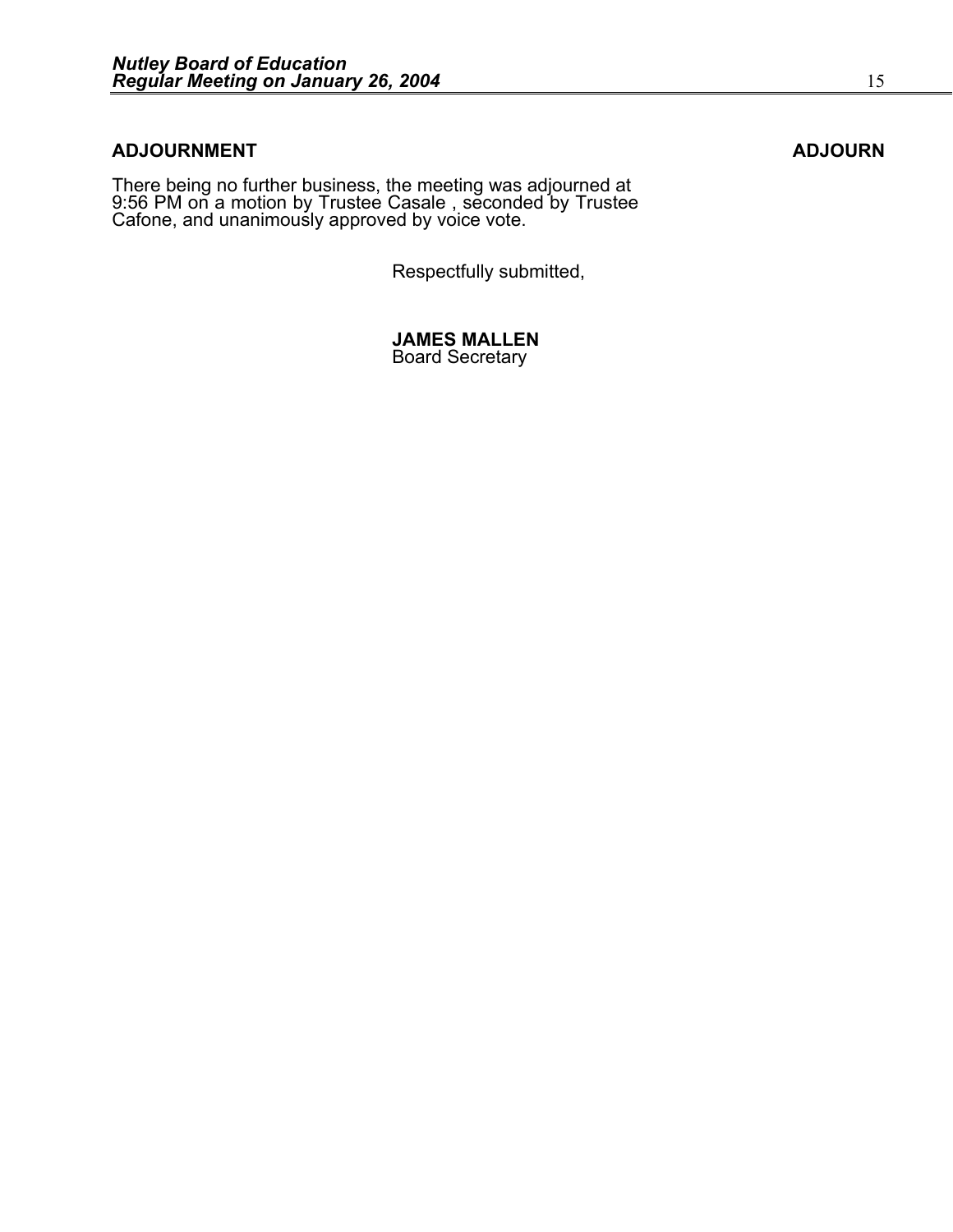**ADJOURNMENT** **ADJOURN**

There being no further business, the meeting was adjourned at 9:56 PM on a motion by Trustee Casale , seconded by Trustee Cafone, and unanimously approved by voice vote.

Respectfully submitted,

**JAMES MALLEN**
Board Secretary